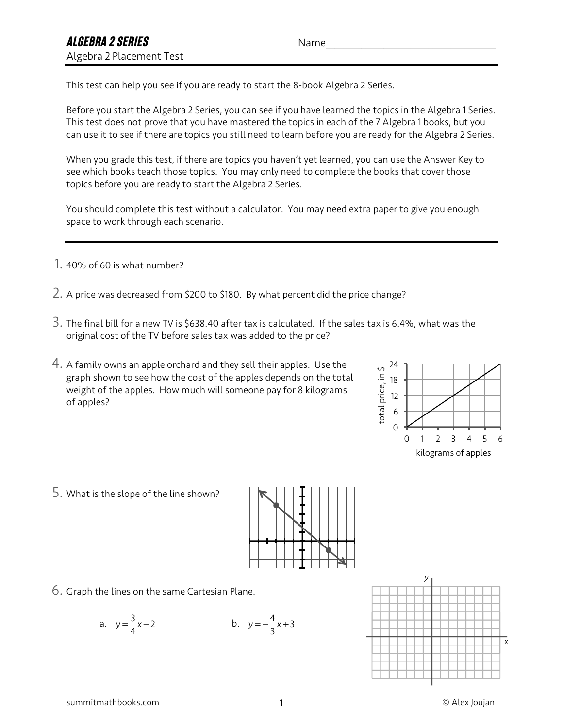# ALGEBRA 2 SERIES

Algebra 2 Placement Test

Name________________________________

This test can help you see if you are ready to start the 8-book Algebra 2 Series.

Before you start the Algebra 2 Series, you can see if you have learned the topics in the Algebra 1 Series. This test does not prove that you have mastered the topics in each of the 7 Algebra 1 books, but you can use it to see if there are topics you still need to learn before you are ready for the Algebra 2 Series.

When you grade this test, if there are topics you haven't yet learned, you can use the Answer Key to see which books teach those topics. You may only need to complete the books that cover those topics before you are ready to start the Algebra 2 Series.

You should complete this test without a calculator. You may need extra paper to give you enough space to work through each scenario.

---

1. 40% of 60 is what number?

2. A price was decreased from $200 to $180. By what percent did the price change?

3. The final bill for a new TV is $638.40 after tax is calculated. If the sales tax is 6.4%, what was the original cost of the TV before sales tax was added to the price?

4. A family owns an apple orchard and they sell their apples. Use the graph shown to see how the cost of the apples depends on the total weight of the apples. How much will someone pay for 8 kilograms of apples?

5. What is the slope of the line shown?

6. Graph the lines on the same Cartesian Plane.

   a. $y = \frac{3}{4}x - 2$

   b. $y = -\frac{4}{3}x + 3$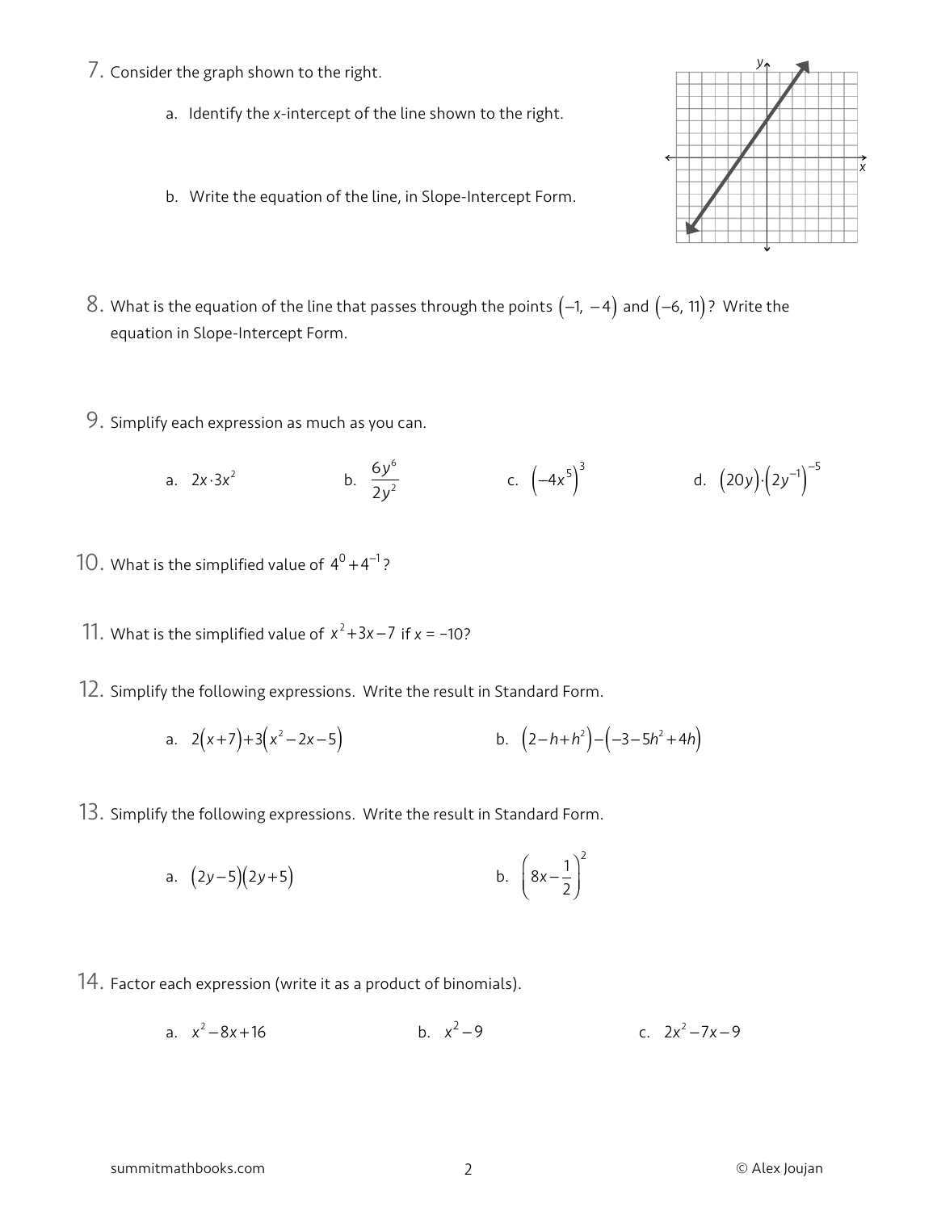7. Consider the graph shown to the right.

   a. Identify the $x$-intercept of the line shown to the right.

   b. Write the equation of the line, in Slope-Intercept Form.

8. What is the equation of the line that passes through the points $(-1, -4)$ and $(-6, 11)$? Write the equation in Slope-Intercept Form.

9. Simplify each expression as much as you can.

   a. $2x \cdot 3x^2$ b. $\dfrac{6y^6}{2y^2}$ c. $(-4x^5)^3$ d. $(20y)\cdot(2y^{-1})^{-5}$

10. What is the simplified value of $4^0 + 4^{-1}$?

11. What is the simplified value of $x^2 + 3x - 7$ if $x = -10$?

12. Simplify the following expressions. Write the result in Standard Form.

    a. $2(x+7)+3(x^2-2x-5)$ b. $(2-h+h^2)-(-3-5h^2+4h)$

13. Simplify the following expressions. Write the result in Standard Form.

    a. $(2y-5)(2y+5)$ b. $\left(8x-\dfrac{1}{2}\right)^2$

14. Factor each expression (write it as a product of binomials).

    a. $x^2-8x+16$ b. $x^2-9$ c. $2x^2-7x-9$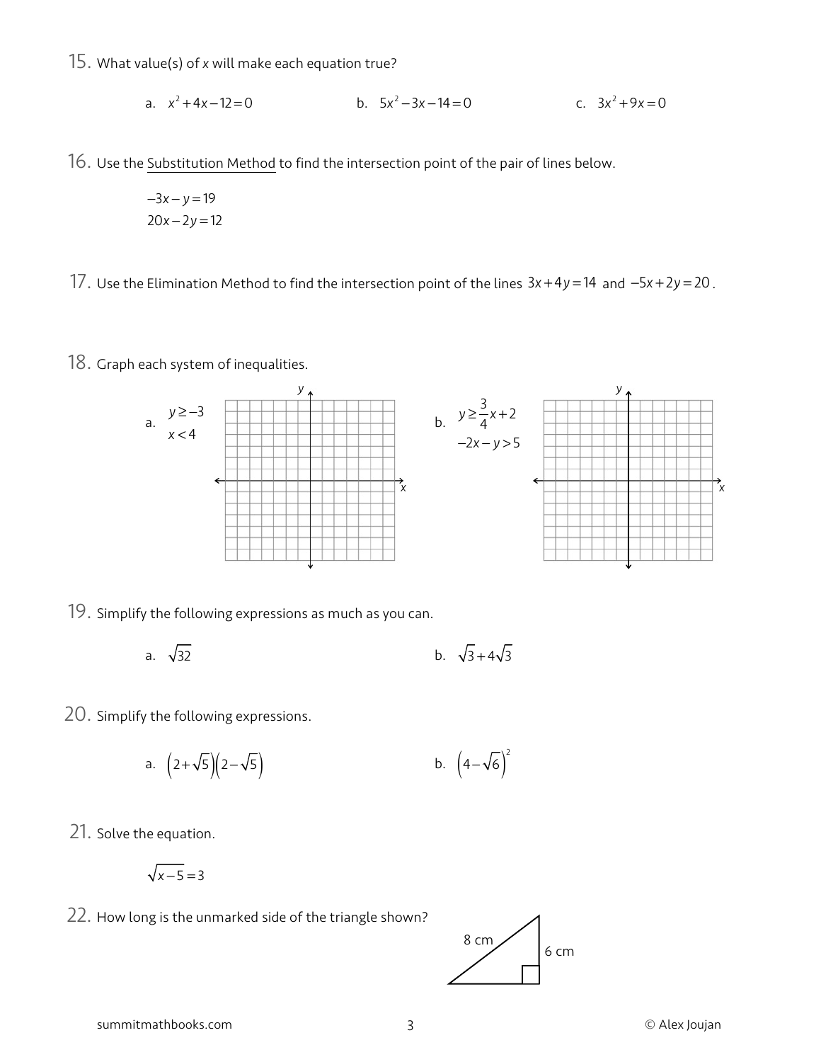15. What value(s) of $x$ will make each equation true?

a. $x^2+4x-12=0$

b. $5x^2-3x-14=0$

c. $3x^2+9x=0$

16. Use the Substitution Method to find the intersection point of the pair of lines below.

$$-3x-y=19$$
$$20x-2y=12$$

17. Use the Elimination Method to find the intersection point of the lines $3x+4y=14$ and $-5x+2y=20$.

18. Graph each system of inequalities.

a. $y\geq -3$
$x<4$

b. $y\geq \frac{3}{4}x+2$
$-2x-y>5$

19. Simplify the following expressions as much as you can.

a. $\sqrt{32}$

b. $\sqrt{3}+4\sqrt{3}$

20. Simplify the following expressions.

a. $\left(2+\sqrt{5}\right)\left(2-\sqrt{5}\right)$

b. $\left(4-\sqrt{6}\right)^2$

21. Solve the equation.

$$\sqrt{x-5}=3$$

22. How long is the unmarked side of the triangle shown?

8 cm

6 cm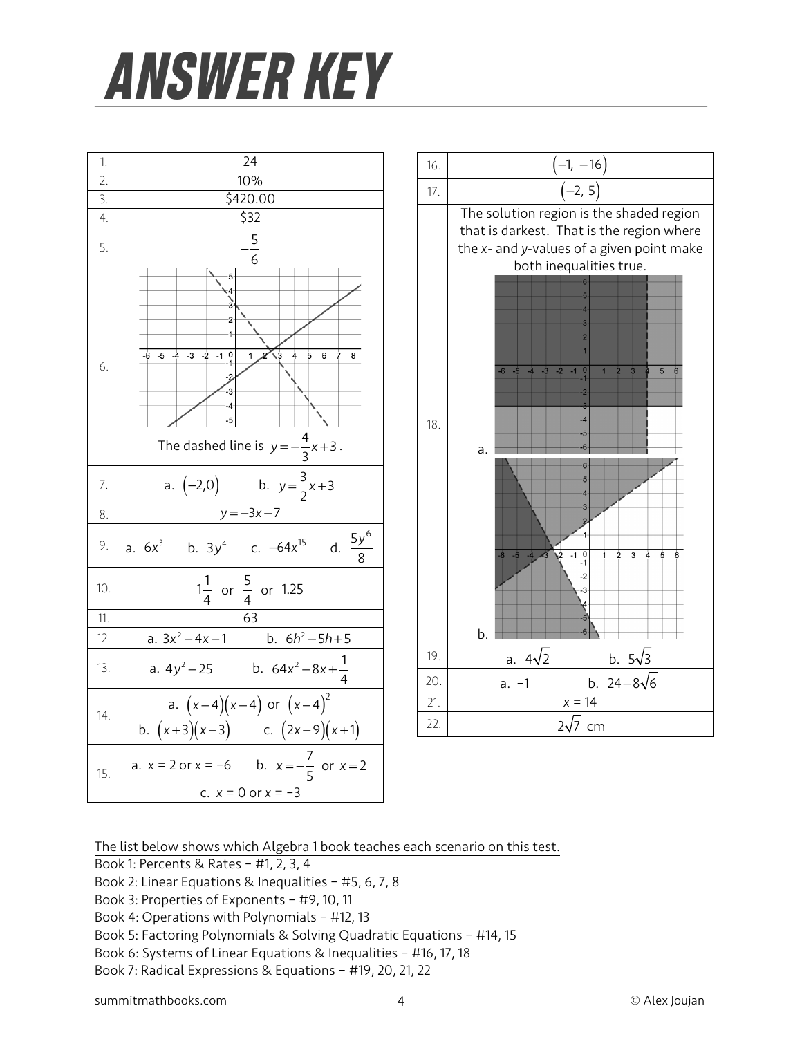# ANSWER KEY

| | |
|---|---|
| 1. | 24 |
| 2. | 10% |
| 3. | \$420.00 |
| 4. | \$32 |
| 5. | $-\frac{5}{6}$ |
| 6. | The dashed line is $y = -\frac{4}{3}x + 3$. |
| 7. | a. $(-2,0)$ b. $y = \frac{3}{2}x + 3$ |
| 8. | $y = -3x - 7$ |
| 9. | a. $6x^3$ b. $3y^4$ c. $-64x^{15}$ d. $\frac{5y^6}{8}$ |
| 10. | $1\frac{1}{4}$ or $\frac{5}{4}$ or 1.25 |
| 11. | 63 |
| 12. | a. $3x^2 - 4x - 1$ b. $6h^2 - 5h + 5$ |
| 13. | a. $4y^2 - 25$ b. $64x^2 - 8x + \frac{1}{4}$ |
| 14. | a. $(x-4)(x-4)$ or $(x-4)^2$ b. $(x+3)(x-3)$ c. $(2x-9)(x+1)$ |
| 15. | a. $x = 2$ or $x = -6$ b. $x = -\frac{7}{5}$ or $x = 2$ c. $x = 0$ or $x = -3$ |
| 16. | $(-1, -16)$ |
| 17. | $(-2, 5)$ |
| 18. | The solution region is the shaded region that is darkest. That is the region where the *x*- and *y*-values of a given point make both inequalities true. a. b. |
| 19. | a. $4\sqrt{2}$ b. $5\sqrt{3}$ |
| 20. | a. $-1$ b. $24 - 8\sqrt{6}$ |
| 21. | $x = 14$ |
| 22. | $2\sqrt{7}$ cm |

The list below shows which Algebra 1 book teaches each scenario on this test.

Book 1: Percents & Rates – #1, 2, 3, 4
Book 2: Linear Equations & Inequalities – #5, 6, 7, 8
Book 3: Properties of Exponents – #9, 10, 11
Book 4: Operations with Polynomials – #12, 13
Book 5: Factoring Polynomials & Solving Quadratic Equations – #14, 15
Book 6: Systems of Linear Equations & Inequalities – #16, 17, 18
Book 7: Radical Expressions & Equations – #19, 20, 21, 22